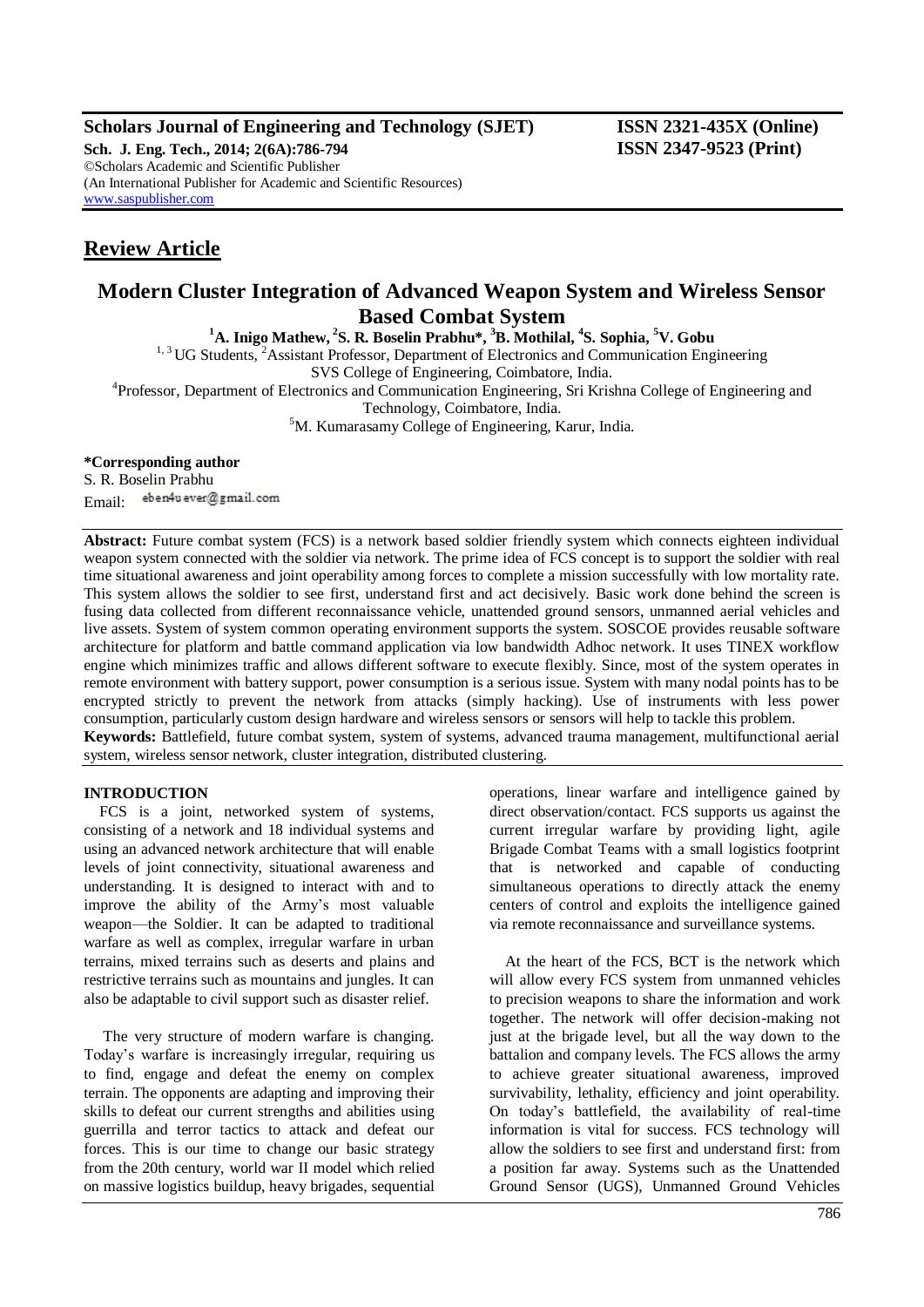Scholars Journal of Engineering and Technology (SJET) ISSN 2321-435X (Online)
Sch. J. Eng. Tech., 2014; 2(6A):786-794 ISSN 2347-9523 (Print)
©Scholars Academic and Scientific Publisher
(An International Publisher for Academic and Scientific Resources)
www.saspublisher.com

## Review Article

# Modern Cluster Integration of Advanced Weapon System and Wireless Sensor Based Combat System

[1]A. Inigo Mathew, [2]S. R. Boselin Prabhu*, [3]B. Mothilal, [4]S. Sophia, [5]V. Gobu

[1, 3]UG Students, [2]Assistant Professor, Department of Electronics and Communication Engineering
SVS College of Engineering, Coimbatore, India.
[4]Professor, Department of Electronics and Communication Engineering, Sri Krishna College of Engineering and Technology, Coimbatore, India.
[5]M. Kumarasamy College of Engineering, Karur, India.

**\*Corresponding author**
S. R. Boselin Prabhu
Email: eben4uever@gmail.com

**Abstract:** Future combat system (FCS) is a network based soldier friendly system which connects eighteen individual weapon system connected with the soldier via network. The prime idea of FCS concept is to support the soldier with real time situational awareness and joint operability among forces to complete a mission successfully with low mortality rate. This system allows the soldier to see first, understand first and act decisively. Basic work done behind the screen is fusing data collected from different reconnaissance vehicle, unattended ground sensors, unmanned aerial vehicles and live assets. System of system common operating environment supports the system. SOSCOE provides reusable software architecture for platform and battle command application via low bandwidth Adhoc network. It uses TINEX workflow engine which minimizes traffic and allows different software to execute flexibly. Since, most of the system operates in remote environment with battery support, power consumption is a serious issue. System with many nodal points has to be encrypted strictly to prevent the network from attacks (simply hacking). Use of instruments with less power consumption, particularly custom design hardware and wireless sensors or sensors will help to tackle this problem.

**Keywords:** Battlefield, future combat system, system of systems, advanced trauma management, multifunctional aerial system, wireless sensor network, cluster integration, distributed clustering.

## INTRODUCTION

FCS is a joint, networked system of systems, consisting of a network and 18 individual systems and using an advanced network architecture that will enable levels of joint connectivity, situational awareness and understanding. It is designed to interact with and to improve the ability of the Army's most valuable weapon—the Soldier. It can be adapted to traditional warfare as well as complex, irregular warfare in urban terrains, mixed terrains such as deserts and plains and restrictive terrains such as mountains and jungles. It can also be adaptable to civil support such as disaster relief.

The very structure of modern warfare is changing. Today's warfare is increasingly irregular, requiring us to find, engage and defeat the enemy on complex terrain. The opponents are adapting and improving their skills to defeat our current strengths and abilities using guerrilla and terror tactics to attack and defeat our forces. This is our time to change our basic strategy from the 20th century, world war II model which relied on massive logistics buildup, heavy brigades, sequential operations, linear warfare and intelligence gained by direct observation/contact. FCS supports us against the current irregular warfare by providing light, agile Brigade Combat Teams with a small logistics footprint that is networked and capable of conducting simultaneous operations to directly attack the enemy centers of control and exploits the intelligence gained via remote reconnaissance and surveillance systems.

At the heart of the FCS, BCT is the network which will allow every FCS system from unmanned vehicles to precision weapons to share the information and work together. The network will offer decision-making not just at the brigade level, but all the way down to the battalion and company levels. The FCS allows the army to achieve greater situational awareness, improved survivability, lethality, efficiency and joint operability. On today's battlefield, the availability of real-time information is vital for success. FCS technology will allow the soldiers to see first and understand first: from a position far away. Systems such as the Unattended Ground Sensor (UGS), Unmanned Ground Vehicles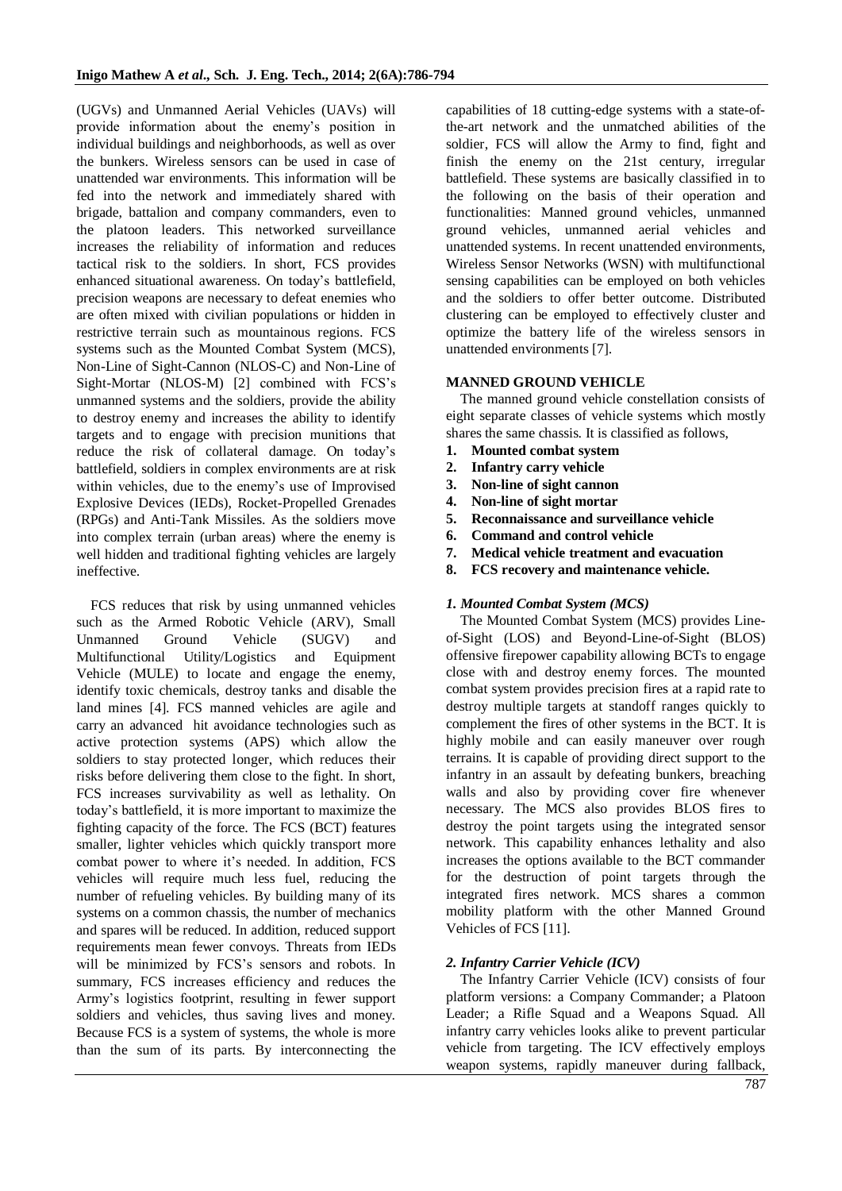(UGVs) and Unmanned Aerial Vehicles (UAVs) will provide information about the enemy's position in individual buildings and neighborhoods, as well as over the bunkers. Wireless sensors can be used in case of unattended war environments. This information will be fed into the network and immediately shared with brigade, battalion and company commanders, even to the platoon leaders. This networked surveillance increases the reliability of information and reduces tactical risk to the soldiers. In short, FCS provides enhanced situational awareness. On today's battlefield, precision weapons are necessary to defeat enemies who are often mixed with civilian populations or hidden in restrictive terrain such as mountainous regions. FCS systems such as the Mounted Combat System (MCS), Non-Line of Sight-Cannon (NLOS-C) and Non-Line of Sight-Mortar (NLOS-M) [2] combined with FCS's unmanned systems and the soldiers, provide the ability to destroy enemy and increases the ability to identify targets and to engage with precision munitions that reduce the risk of collateral damage. On today's battlefield, soldiers in complex environments are at risk within vehicles, due to the enemy's use of Improvised Explosive Devices (IEDs), Rocket-Propelled Grenades (RPGs) and Anti-Tank Missiles. As the soldiers move into complex terrain (urban areas) where the enemy is well hidden and traditional fighting vehicles are largely ineffective.

FCS reduces that risk by using unmanned vehicles such as the Armed Robotic Vehicle (ARV), Small Unmanned Ground Vehicle (SUGV) and Multifunctional Utility/Logistics and Equipment Vehicle (MULE) to locate and engage the enemy, identify toxic chemicals, destroy tanks and disable the land mines [4]. FCS manned vehicles are agile and carry an advanced hit avoidance technologies such as active protection systems (APS) which allow the soldiers to stay protected longer, which reduces their risks before delivering them close to the fight. In short, FCS increases survivability as well as lethality. On today's battlefield, it is more important to maximize the fighting capacity of the force. The FCS (BCT) features smaller, lighter vehicles which quickly transport more combat power to where it's needed. In addition, FCS vehicles will require much less fuel, reducing the number of refueling vehicles. By building many of its systems on a common chassis, the number of mechanics and spares will be reduced. In addition, reduced support requirements mean fewer convoys. Threats from IEDs will be minimized by FCS's sensors and robots. In summary, FCS increases efficiency and reduces the Army's logistics footprint, resulting in fewer support soldiers and vehicles, thus saving lives and money. Because FCS is a system of systems, the whole is more than the sum of its parts. By interconnecting the capabilities of 18 cutting-edge systems with a state-of-the-art network and the unmatched abilities of the soldier, FCS will allow the Army to find, fight and finish the enemy on the 21st century, irregular battlefield. These systems are basically classified in to the following on the basis of their operation and functionalities: Manned ground vehicles, unmanned ground vehicles, unmanned aerial vehicles and unattended systems. In recent unattended environments, Wireless Sensor Networks (WSN) with multifunctional sensing capabilities can be employed on both vehicles and the soldiers to offer better outcome. Distributed clustering can be employed to effectively cluster and optimize the battery life of the wireless sensors in unattended environments [7].

## MANNED GROUND VEHICLE

The manned ground vehicle constellation consists of eight separate classes of vehicle systems which mostly shares the same chassis. It is classified as follows,

1. **Mounted combat system**
2. **Infantry carry vehicle**
3. **Non-line of sight cannon**
4. **Non-line of sight mortar**
5. **Reconnaissance and surveillance vehicle**
6. **Command and control vehicle**
7. **Medical vehicle treatment and evacuation**
8. **FCS recovery and maintenance vehicle.**

### *1. Mounted Combat System (MCS)*

The Mounted Combat System (MCS) provides Line-of-Sight (LOS) and Beyond-Line-of-Sight (BLOS) offensive firepower capability allowing BCTs to engage close with and destroy enemy forces. The mounted combat system provides precision fires at a rapid rate to destroy multiple targets at standoff ranges quickly to complement the fires of other systems in the BCT. It is highly mobile and can easily maneuver over rough terrains. It is capable of providing direct support to the infantry in an assault by defeating bunkers, breaching walls and also by providing cover fire whenever necessary. The MCS also provides BLOS fires to destroy the point targets using the integrated sensor network. This capability enhances lethality and also increases the options available to the BCT commander for the destruction of point targets through the integrated fires network. MCS shares a common mobility platform with the other Manned Ground Vehicles of FCS [11].

### *2. Infantry Carrier Vehicle (ICV)*

The Infantry Carrier Vehicle (ICV) consists of four platform versions: a Company Commander; a Platoon Leader; a Rifle Squad and a Weapons Squad. All infantry carry vehicles looks alike to prevent particular vehicle from targeting. The ICV effectively employs weapon systems, rapidly maneuver during fallback,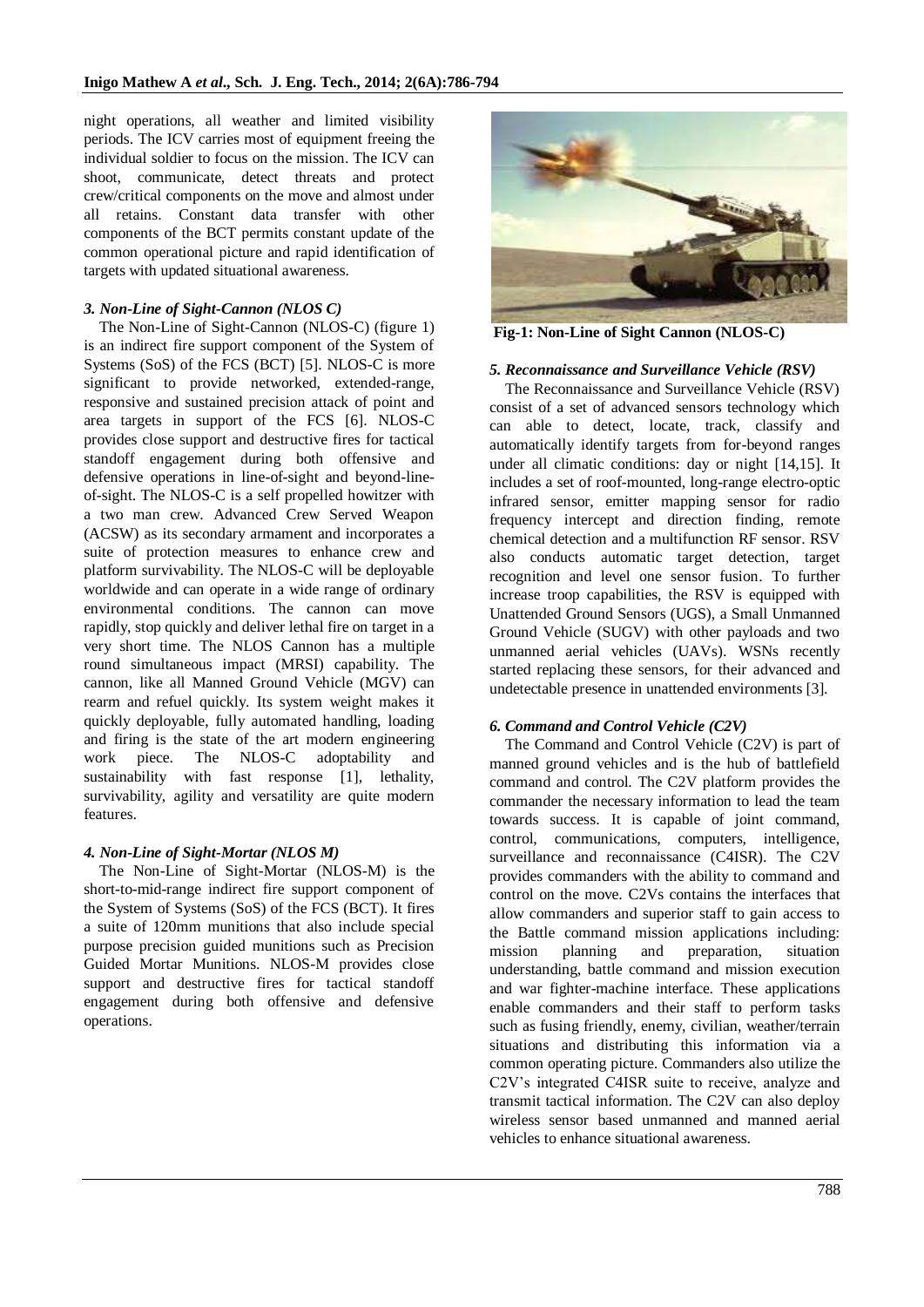night operations, all weather and limited visibility periods. The ICV carries most of equipment freeing the individual soldier to focus on the mission. The ICV can shoot, communicate, detect threats and protect crew/critical components on the move and almost under all retains. Constant data transfer with other components of the BCT permits constant update of the common operational picture and rapid identification of targets with updated situational awareness.

### *3. Non-Line of Sight-Cannon (NLOS C)*

The Non-Line of Sight-Cannon (NLOS-C) (figure 1) is an indirect fire support component of the System of Systems (SoS) of the FCS (BCT) [5]. NLOS-C is more significant to provide networked, extended-range, responsive and sustained precision attack of point and area targets in support of the FCS [6]. NLOS-C provides close support and destructive fires for tactical standoff engagement during both offensive and defensive operations in line-of-sight and beyond-line-of-sight. The NLOS-C is a self propelled howitzer with a two man crew. Advanced Crew Served Weapon (ACSW) as its secondary armament and incorporates a suite of protection measures to enhance crew and platform survivability. The NLOS-C will be deployable worldwide and can operate in a wide range of ordinary environmental conditions. The cannon can move rapidly, stop quickly and deliver lethal fire on target in a very short time. The NLOS Cannon has a multiple round simultaneous impact (MRSI) capability. The cannon, like all Manned Ground Vehicle (MGV) can rearm and refuel quickly. Its system weight makes it quickly deployable, fully automated handling, loading and firing is the state of the art modern engineering work piece. The NLOS-C adoptability and sustainability with fast response [1], lethality, survivability, agility and versatility are quite modern features.

### *4. Non-Line of Sight-Mortar (NLOS M)*

The Non-Line of Sight-Mortar (NLOS-M) is the short-to-mid-range indirect fire support component of the System of Systems (SoS) of the FCS (BCT). It fires a suite of 120mm munitions that also include special purpose precision guided munitions such as Precision Guided Mortar Munitions. NLOS-M provides close support and destructive fires for tactical standoff engagement during both offensive and defensive operations.

**Fig-1: Non-Line of Sight Cannon (NLOS-C)**

### *5. Reconnaissance and Surveillance Vehicle (RSV)*

The Reconnaissance and Surveillance Vehicle (RSV) consist of a set of advanced sensors technology which can able to detect, locate, track, classify and automatically identify targets from for-beyond ranges under all climatic conditions: day or night [14,15]. It includes a set of roof-mounted, long-range electro-optic infrared sensor, emitter mapping sensor for radio frequency intercept and direction finding, remote chemical detection and a multifunction RF sensor. RSV also conducts automatic target detection, target recognition and level one sensor fusion. To further increase troop capabilities, the RSV is equipped with Unattended Ground Sensors (UGS), a Small Unmanned Ground Vehicle (SUGV) with other payloads and two unmanned aerial vehicles (UAVs). WSNs recently started replacing these sensors, for their advanced and undetectable presence in unattended environments [3].

### *6. Command and Control Vehicle (C2V)*

The Command and Control Vehicle (C2V) is part of manned ground vehicles and is the hub of battlefield command and control. The C2V platform provides the commander the necessary information to lead the team towards success. It is capable of joint command, control, communications, computers, intelligence, surveillance and reconnaissance (C4ISR). The C2V provides commanders with the ability to command and control on the move. C2Vs contains the interfaces that allow commanders and superior staff to gain access to the Battle command mission applications including: mission planning and preparation, situation understanding, battle command and mission execution and war fighter-machine interface. These applications enable commanders and their staff to perform tasks such as fusing friendly, enemy, civilian, weather/terrain situations and distributing this information via a common operating picture. Commanders also utilize the C2V's integrated C4ISR suite to receive, analyze and transmit tactical information. The C2V can also deploy wireless sensor based unmanned and manned aerial vehicles to enhance situational awareness.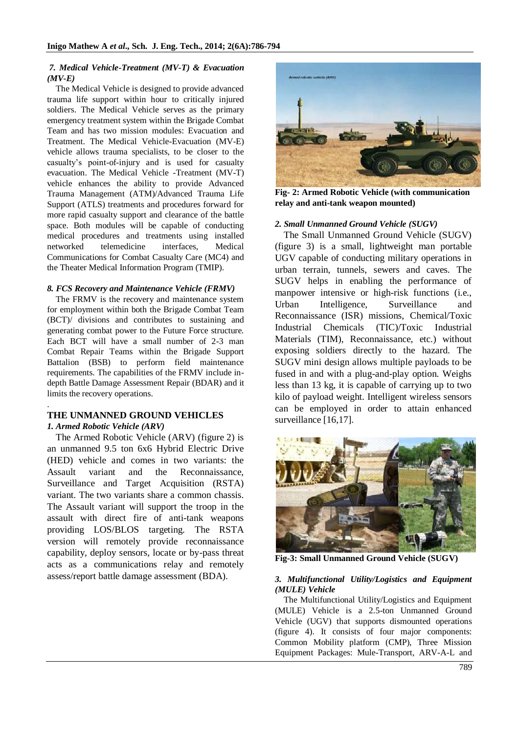### 7. Medical Vehicle-Treatment (MV-T) & Evacuation (MV-E)

The Medical Vehicle is designed to provide advanced trauma life support within hour to critically injured soldiers. The Medical Vehicle serves as the primary emergency treatment system within the Brigade Combat Team and has two mission modules: Evacuation and Treatment. The Medical Vehicle-Evacuation (MV-E) vehicle allows trauma specialists, to be closer to the casualty's point-of-injury and is used for casualty evacuation. The Medical Vehicle -Treatment (MV-T) vehicle enhances the ability to provide Advanced Trauma Management (ATM)/Advanced Trauma Life Support (ATLS) treatments and procedures forward for more rapid casualty support and clearance of the battle space. Both modules will be capable of conducting medical procedures and treatments using installed networked telemedicine interfaces, Medical Communications for Combat Casualty Care (MC4) and the Theater Medical Information Program (TMIP).

### 8. FCS Recovery and Maintenance Vehicle (FRMV)

The FRMV is the recovery and maintenance system for employment within both the Brigade Combat Team (BCT)/ divisions and contributes to sustaining and generating combat power to the Future Force structure. Each BCT will have a small number of 2-3 man Combat Repair Teams within the Brigade Support Battalion (BSB) to perform field maintenance requirements. The capabilities of the FRMV include in-depth Battle Damage Assessment Repair (BDAR) and it limits the recovery operations.

## THE UNMANNED GROUND VEHICLES

### 1. Armed Robotic Vehicle (ARV)

The Armed Robotic Vehicle (ARV) (figure 2) is an unmanned 9.5 ton 6x6 Hybrid Electric Drive (HED) vehicle and comes in two variants: the Assault variant and the Reconnaissance, Surveillance and Target Acquisition (RSTA) variant. The two variants share a common chassis. The Assault variant will support the troop in the assault with direct fire of anti-tank weapons providing LOS/BLOS targeting. The RSTA version will remotely provide reconnaissance capability, deploy sensors, locate or by-pass threat acts as a communications relay and remotely assess/report battle damage assessment (BDA).

**Fig- 2: Armed Robotic Vehicle (with communication relay and anti-tank weapon mounted)**

### 2. Small Unmanned Ground Vehicle (SUGV)

The Small Unmanned Ground Vehicle (SUGV) (figure 3) is a small, lightweight man portable UGV capable of conducting military operations in urban terrain, tunnels, sewers and caves. The SUGV helps in enabling the performance of manpower intensive or high-risk functions (i.e., Urban Intelligence, Surveillance and Reconnaissance (ISR) missions, Chemical/Toxic Industrial Chemicals (TIC)/Toxic Industrial Materials (TIM), Reconnaissance, etc.) without exposing soldiers directly to the hazard. The SUGV mini design allows multiple payloads to be fused in and with a plug-and-play option. Weighs less than 13 kg, it is capable of carrying up to two kilo of payload weight. Intelligent wireless sensors can be employed in order to attain enhanced surveillance [16,17].

**Fig-3: Small Unmanned Ground Vehicle (SUGV)**

### 3. Multifunctional Utility/Logistics and Equipment (MULE) Vehicle

The Multifunctional Utility/Logistics and Equipment (MULE) Vehicle is a 2.5-ton Unmanned Ground Vehicle (UGV) that supports dismounted operations (figure 4). It consists of four major components: Common Mobility platform (CMP), Three Mission Equipment Packages: Mule-Transport, ARV-A-L and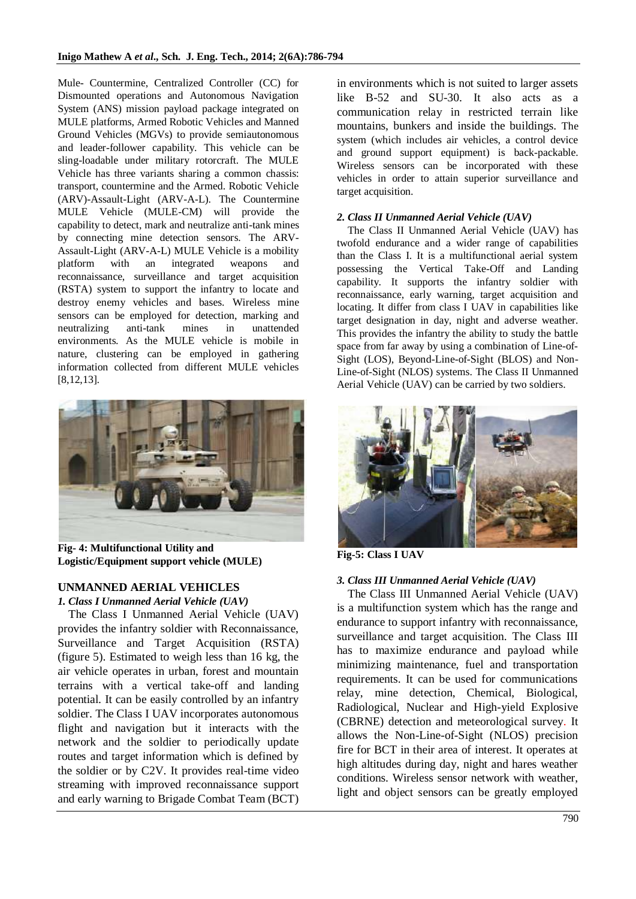Mule- Countermine, Centralized Controller (CC) for Dismounted operations and Autonomous Navigation System (ANS) mission payload package integrated on MULE platforms, Armed Robotic Vehicles and Manned Ground Vehicles (MGVs) to provide semiautonomous and leader-follower capability. This vehicle can be sling-loadable under military rotorcraft. The MULE Vehicle has three variants sharing a common chassis: transport, countermine and the Armed. Robotic Vehicle (ARV)-Assault-Light (ARV-A-L). The Countermine MULE Vehicle (MULE-CM) will provide the capability to detect, mark and neutralize anti-tank mines by connecting mine detection sensors. The ARV-Assault-Light (ARV-A-L) MULE Vehicle is a mobility platform with an integrated weapons and reconnaissance, surveillance and target acquisition (RSTA) system to support the infantry to locate and destroy enemy vehicles and bases. Wireless mine sensors can be employed for detection, marking and neutralizing anti-tank mines in unattended environments. As the MULE vehicle is mobile in nature, clustering can be employed in gathering information collected from different MULE vehicles [8,12,13].

**Fig- 4: Multifunctional Utility and Logistic/Equipment support vehicle (MULE)**

## UNMANNED AERIAL VEHICLES

### *1. Class I Unmanned Aerial Vehicle (UAV)*

The Class I Unmanned Aerial Vehicle (UAV) provides the infantry soldier with Reconnaissance, Surveillance and Target Acquisition (RSTA) (figure 5). Estimated to weigh less than 16 kg, the air vehicle operates in urban, forest and mountain terrains with a vertical take-off and landing potential. It can be easily controlled by an infantry soldier. The Class I UAV incorporates autonomous flight and navigation but it interacts with the network and the soldier to periodically update routes and target information which is defined by the soldier or by C2V. It provides real-time video streaming with improved reconnaissance support and early warning to Brigade Combat Team (BCT) in environments which is not suited to larger assets like B-52 and SU-30. It also acts as a communication relay in restricted terrain like mountains, bunkers and inside the buildings. The system (which includes air vehicles, a control device and ground support equipment) is back-packable. Wireless sensors can be incorporated with these vehicles in order to attain superior surveillance and target acquisition.

### *2. Class II Unmanned Aerial Vehicle (UAV)*

The Class II Unmanned Aerial Vehicle (UAV) has twofold endurance and a wider range of capabilities than the Class I. It is a multifunctional aerial system possessing the Vertical Take-Off and Landing capability. It supports the infantry soldier with reconnaissance, early warning, target acquisition and locating. It differ from class I UAV in capabilities like target designation in day, night and adverse weather. This provides the infantry the ability to study the battle space from far away by using a combination of Line-of-Sight (LOS), Beyond-Line-of-Sight (BLOS) and Non-Line-of-Sight (NLOS) systems. The Class II Unmanned Aerial Vehicle (UAV) can be carried by two soldiers.

**Fig-5: Class I UAV**

### *3. Class III Unmanned Aerial Vehicle (UAV)*

The Class III Unmanned Aerial Vehicle (UAV) is a multifunction system which has the range and endurance to support infantry with reconnaissance, surveillance and target acquisition. The Class III has to maximize endurance and payload while minimizing maintenance, fuel and transportation requirements. It can be used for communications relay, mine detection, Chemical, Biological, Radiological, Nuclear and High-yield Explosive (CBRNE) detection and meteorological survey. It allows the Non-Line-of-Sight (NLOS) precision fire for BCT in their area of interest. It operates at high altitudes during day, night and hares weather conditions. Wireless sensor network with weather, light and object sensors can be greatly employed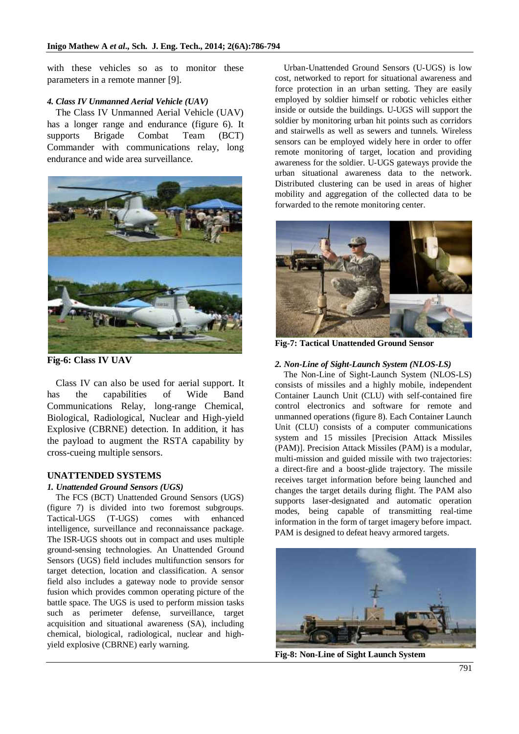with these vehicles so as to monitor these parameters in a remote manner [9].

#### *4. Class IV Unmanned Aerial Vehicle (UAV)*

The Class IV Unmanned Aerial Vehicle (UAV) has a longer range and endurance (figure 6). It supports Brigade Combat Team (BCT) Commander with communications relay, long endurance and wide area surveillance.

**Fig-6: Class IV UAV**

Class IV can also be used for aerial support. It has the capabilities of Wide Band Communications Relay, long-range Chemical, Biological, Radiological, Nuclear and High-yield Explosive (CBRNE) detection. In addition, it has the payload to augment the RSTA capability by cross-cueing multiple sensors.

## UNATTENDED SYSTEMS

#### *1. Unattended Ground Sensors (UGS)*

The FCS (BCT) Unattended Ground Sensors (UGS) (figure 7) is divided into two foremost subgroups. Tactical-UGS (T-UGS) comes with enhanced intelligence, surveillance and reconnaissance package. The ISR-UGS shoots out in compact and uses multiple ground-sensing technologies. An Unattended Ground Sensors (UGS) field includes multifunction sensors for target detection, location and classification. A sensor field also includes a gateway node to provide sensor fusion which provides common operating picture of the battle space. The UGS is used to perform mission tasks such as perimeter defense, surveillance, target acquisition and situational awareness (SA), including chemical, biological, radiological, nuclear and high-yield explosive (CBRNE) early warning.

Urban-Unattended Ground Sensors (U-UGS) is low cost, networked to report for situational awareness and force protection in an urban setting. They are easily employed by soldier himself or robotic vehicles either inside or outside the buildings. U-UGS will support the soldier by monitoring urban hit points such as corridors and stairwells as well as sewers and tunnels. Wireless sensors can be employed widely here in order to offer remote monitoring of target, location and providing awareness for the soldier. U-UGS gateways provide the urban situational awareness data to the network. Distributed clustering can be used in areas of higher mobility and aggregation of the collected data to be forwarded to the remote monitoring center.

**Fig-7: Tactical Unattended Ground Sensor**

#### *2. Non-Line of Sight-Launch System (NLOS-LS)*

The Non-Line of Sight-Launch System (NLOS-LS) consists of missiles and a highly mobile, independent Container Launch Unit (CLU) with self-contained fire control electronics and software for remote and unmanned operations (figure 8). Each Container Launch Unit (CLU) consists of a computer communications system and 15 missiles [Precision Attack Missiles (PAM)]. Precision Attack Missiles (PAM) is a modular, multi-mission and guided missile with two trajectories: a direct-fire and a boost-glide trajectory. The missile receives target information before being launched and changes the target details during flight. The PAM also supports laser-designated and automatic operation modes, being capable of transmitting real-time information in the form of target imagery before impact. PAM is designed to defeat heavy armored targets.

**Fig-8: Non-Line of Sight Launch System**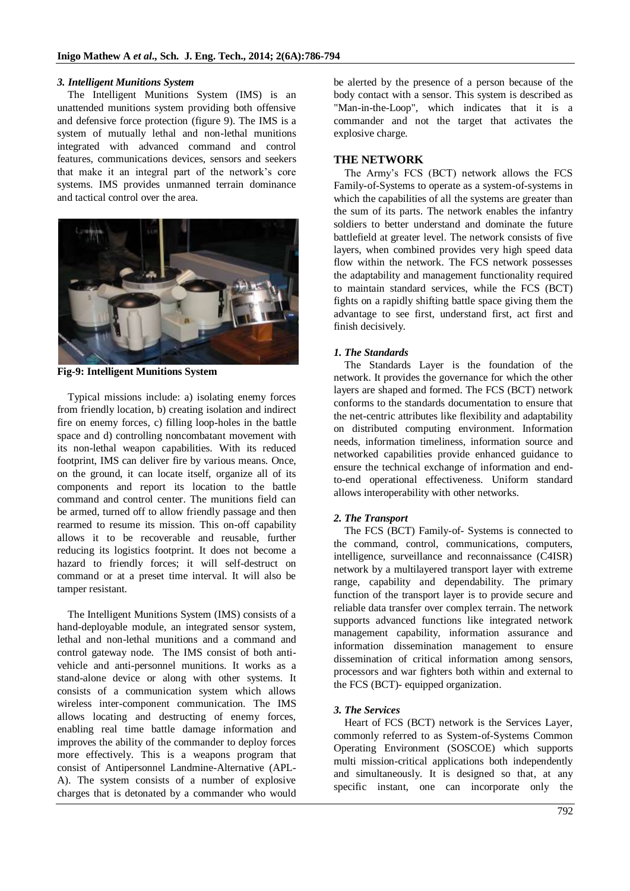### *3. Intelligent Munitions System*

The Intelligent Munitions System (IMS) is an unattended munitions system providing both offensive and defensive force protection (figure 9). The IMS is a system of mutually lethal and non-lethal munitions integrated with advanced command and control features, communications devices, sensors and seekers that make it an integral part of the network's core systems. IMS provides unmanned terrain dominance and tactical control over the area.

**Fig-9: Intelligent Munitions System**

Typical missions include: a) isolating enemy forces from friendly location, b) creating isolation and indirect fire on enemy forces, c) filling loop-holes in the battle space and d) controlling noncombatant movement with its non-lethal weapon capabilities. With its reduced footprint, IMS can deliver fire by various means. Once, on the ground, it can locate itself, organize all of its components and report its location to the battle command and control center. The munitions field can be armed, turned off to allow friendly passage and then rearmed to resume its mission. This on-off capability allows it to be recoverable and reusable, further reducing its logistics footprint. It does not become a hazard to friendly forces; it will self-destruct on command or at a preset time interval. It will also be tamper resistant.

The Intelligent Munitions System (IMS) consists of a hand-deployable module, an integrated sensor system, lethal and non-lethal munitions and a command and control gateway node. The IMS consist of both anti-vehicle and anti-personnel munitions. It works as a stand-alone device or along with other systems. It consists of a communication system which allows wireless inter-component communication. The IMS allows locating and destructing of enemy forces, enabling real time battle damage information and improves the ability of the commander to deploy forces more effectively. This is a weapons program that consist of Antipersonnel Landmine-Alternative (APL-A). The system consists of a number of explosive charges that is detonated by a commander who would be alerted by the presence of a person because of the body contact with a sensor. This system is described as "Man-in-the-Loop", which indicates that it is a commander and not the target that activates the explosive charge.

## THE NETWORK

The Army's FCS (BCT) network allows the FCS Family-of-Systems to operate as a system-of-systems in which the capabilities of all the systems are greater than the sum of its parts. The network enables the infantry soldiers to better understand and dominate the future battlefield at greater level. The network consists of five layers, when combined provides very high speed data flow within the network. The FCS network possesses the adaptability and management functionality required to maintain standard services, while the FCS (BCT) fights on a rapidly shifting battle space giving them the advantage to see first, understand first, act first and finish decisively.

### *1. The Standards*

The Standards Layer is the foundation of the network. It provides the governance for which the other layers are shaped and formed. The FCS (BCT) network conforms to the standards documentation to ensure that the net-centric attributes like flexibility and adaptability on distributed computing environment. Information needs, information timeliness, information source and networked capabilities provide enhanced guidance to ensure the technical exchange of information and end-to-end operational effectiveness. Uniform standard allows interoperability with other networks.

### *2. The Transport*

The FCS (BCT) Family-of- Systems is connected to the command, control, communications, computers, intelligence, surveillance and reconnaissance (C4ISR) network by a multilayered transport layer with extreme range, capability and dependability. The primary function of the transport layer is to provide secure and reliable data transfer over complex terrain. The network supports advanced functions like integrated network management capability, information assurance and information dissemination management to ensure dissemination of critical information among sensors, processors and war fighters both within and external to the FCS (BCT)- equipped organization.

### *3. The Services*

Heart of FCS (BCT) network is the Services Layer, commonly referred to as System-of-Systems Common Operating Environment (SOSCOE) which supports multi mission-critical applications both independently and simultaneously. It is designed so that, at any specific instant, one can incorporate only the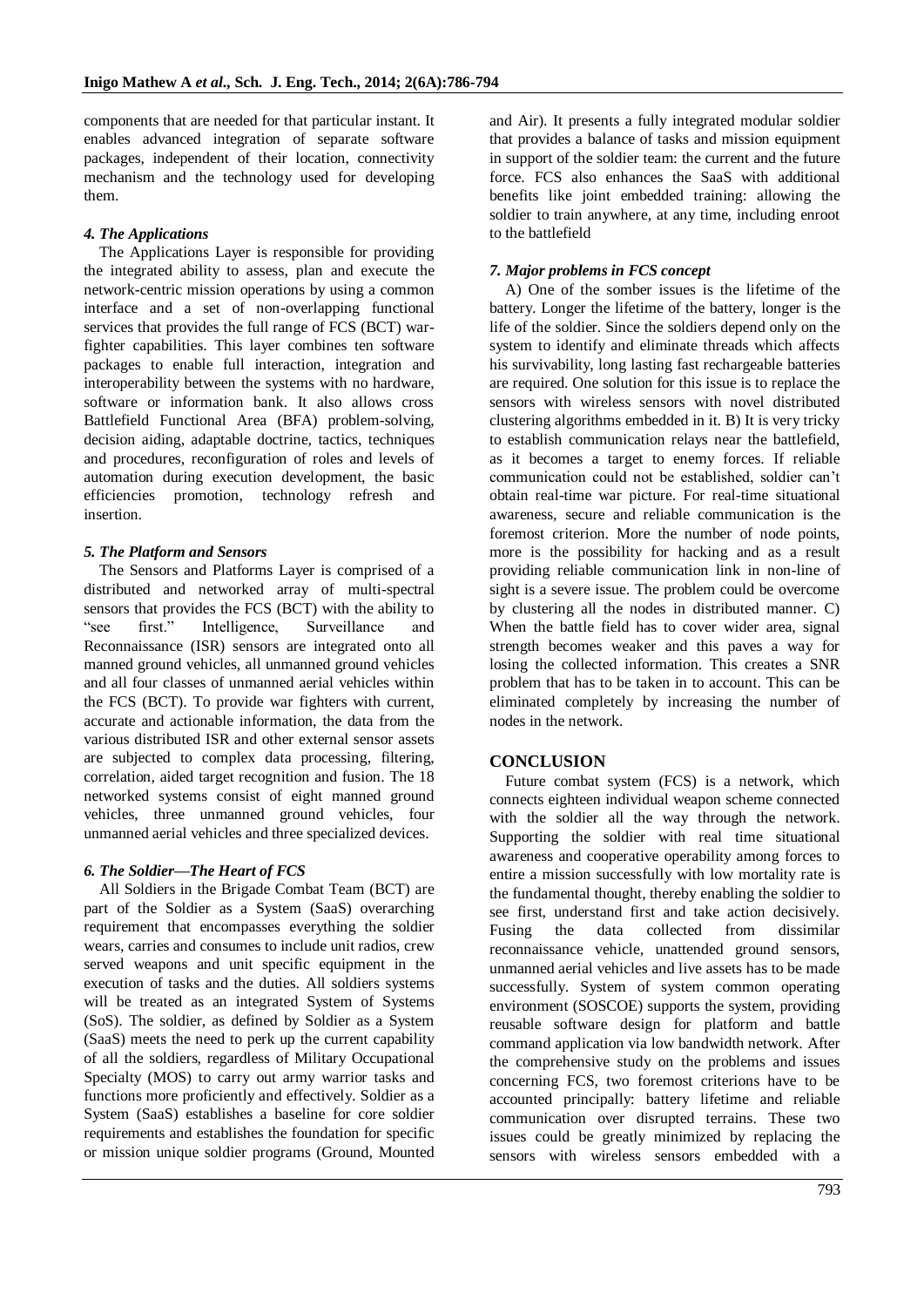components that are needed for that particular instant. It enables advanced integration of separate software packages, independent of their location, connectivity mechanism and the technology used for developing them.

### *4. The Applications*

The Applications Layer is responsible for providing the integrated ability to assess, plan and execute the network-centric mission operations by using a common interface and a set of non-overlapping functional services that provides the full range of FCS (BCT) war-fighter capabilities. This layer combines ten software packages to enable full interaction, integration and interoperability between the systems with no hardware, software or information bank. It also allows cross Battlefield Functional Area (BFA) problem-solving, decision aiding, adaptable doctrine, tactics, techniques and procedures, reconfiguration of roles and levels of automation during execution development, the basic efficiencies promotion, technology refresh and insertion.

### *5. The Platform and Sensors*

The Sensors and Platforms Layer is comprised of a distributed and networked array of multi-spectral sensors that provides the FCS (BCT) with the ability to "see first." Intelligence, Surveillance and Reconnaissance (ISR) sensors are integrated onto all manned ground vehicles, all unmanned ground vehicles and all four classes of unmanned aerial vehicles within the FCS (BCT). To provide war fighters with current, accurate and actionable information, the data from the various distributed ISR and other external sensor assets are subjected to complex data processing, filtering, correlation, aided target recognition and fusion. The 18 networked systems consist of eight manned ground vehicles, three unmanned ground vehicles, four unmanned aerial vehicles and three specialized devices.

### *6. The Soldier—The Heart of FCS*

All Soldiers in the Brigade Combat Team (BCT) are part of the Soldier as a System (SaaS) overarching requirement that encompasses everything the soldier wears, carries and consumes to include unit radios, crew served weapons and unit specific equipment in the execution of tasks and the duties. All soldiers systems will be treated as an integrated System of Systems (SoS). The soldier, as defined by Soldier as a System (SaaS) meets the need to perk up the current capability of all the soldiers, regardless of Military Occupational Specialty (MOS) to carry out army warrior tasks and functions more proficiently and effectively. Soldier as a System (SaaS) establishes a baseline for core soldier requirements and establishes the foundation for specific or mission unique soldier programs (Ground, Mounted and Air). It presents a fully integrated modular soldier that provides a balance of tasks and mission equipment in support of the soldier team: the current and the future force. FCS also enhances the SaaS with additional benefits like joint embedded training: allowing the soldier to train anywhere, at any time, including enroot to the battlefield

### *7. Major problems in FCS concept*

A) One of the somber issues is the lifetime of the battery. Longer the lifetime of the battery, longer is the life of the soldier. Since the soldiers depend only on the system to identify and eliminate threads which affects his survivability, long lasting fast rechargeable batteries are required. One solution for this issue is to replace the sensors with wireless sensors with novel distributed clustering algorithms embedded in it. B) It is very tricky to establish communication relays near the battlefield, as it becomes a target to enemy forces. If reliable communication could not be established, soldier can't obtain real-time war picture. For real-time situational awareness, secure and reliable communication is the foremost criterion. More the number of node points, more is the possibility for hacking and as a result providing reliable communication link in non-line of sight is a severe issue. The problem could be overcome by clustering all the nodes in distributed manner. C) When the battle field has to cover wider area, signal strength becomes weaker and this paves a way for losing the collected information. This creates a SNR problem that has to be taken in to account. This can be eliminated completely by increasing the number of nodes in the network.

## CONCLUSION

Future combat system (FCS) is a network, which connects eighteen individual weapon scheme connected with the soldier all the way through the network. Supporting the soldier with real time situational awareness and cooperative operability among forces to entire a mission successfully with low mortality rate is the fundamental thought, thereby enabling the soldier to see first, understand first and take action decisively. Fusing the data collected from dissimilar reconnaissance vehicle, unattended ground sensors, unmanned aerial vehicles and live assets has to be made successfully. System of system common operating environment (SOSCOE) supports the system, providing reusable software design for platform and battle command application via low bandwidth network. After the comprehensive study on the problems and issues concerning FCS, two foremost criterions have to be accounted principally: battery lifetime and reliable communication over disrupted terrains. These two issues could be greatly minimized by replacing the sensors with wireless sensors embedded with a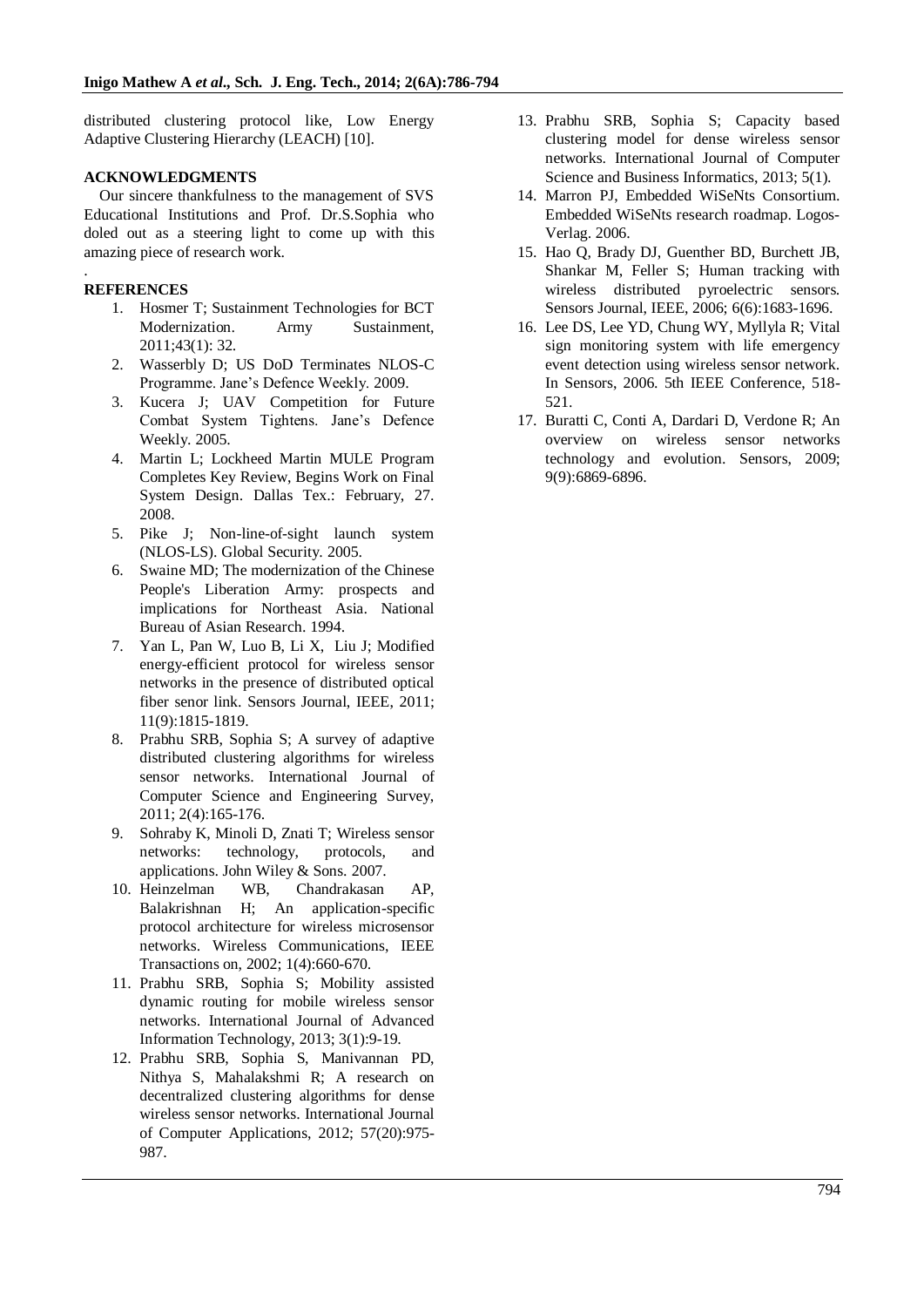distributed clustering protocol like, Low Energy Adaptive Clustering Hierarchy (LEACH) [10].

## ACKNOWLEDGMENTS

Our sincere thankfulness to the management of SVS Educational Institutions and Prof. Dr.S.Sophia who doled out as a steering light to come up with this amazing piece of research work.

.

## REFERENCES

1. Hosmer T; Sustainment Technologies for BCT Modernization. Army Sustainment, 2011;43(1): 32.
2. Wasserbly D; US DoD Terminates NLOS-C Programme. Jane's Defence Weekly. 2009.
3. Kucera J; UAV Competition for Future Combat System Tightens. Jane's Defence Weekly. 2005.
4. Martin L; Lockheed Martin MULE Program Completes Key Review, Begins Work on Final System Design. Dallas Tex.: February, 27. 2008.
5. Pike J; Non-line-of-sight launch system (NLOS-LS). Global Security. 2005.
6. Swaine MD; The modernization of the Chinese People's Liberation Army: prospects and implications for Northeast Asia. National Bureau of Asian Research. 1994.
7. Yan L, Pan W, Luo B, Li X, Liu J; Modified energy-efficient protocol for wireless sensor networks in the presence of distributed optical fiber senor link. Sensors Journal, IEEE, 2011; 11(9):1815-1819.
8. Prabhu SRB, Sophia S; A survey of adaptive distributed clustering algorithms for wireless sensor networks. International Journal of Computer Science and Engineering Survey, 2011; 2(4):165-176.
9. Sohraby K, Minoli D, Znati T; Wireless sensor networks: technology, protocols, and applications. John Wiley & Sons. 2007.
10. Heinzelman WB, Chandrakasan AP, Balakrishnan H; An application-specific protocol architecture for wireless microsensor networks. Wireless Communications, IEEE Transactions on, 2002; 1(4):660-670.
11. Prabhu SRB, Sophia S; Mobility assisted dynamic routing for mobile wireless sensor networks. International Journal of Advanced Information Technology, 2013; 3(1):9-19.
12. Prabhu SRB, Sophia S, Manivannan PD, Nithya S, Mahalakshmi R; A research on decentralized clustering algorithms for dense wireless sensor networks. International Journal of Computer Applications, 2012; 57(20):975-987.
13. Prabhu SRB, Sophia S; Capacity based clustering model for dense wireless sensor networks. International Journal of Computer Science and Business Informatics, 2013; 5(1).
14. Marron PJ, Embedded WiSeNts Consortium. Embedded WiSeNts research roadmap. Logos-Verlag. 2006.
15. Hao Q, Brady DJ, Guenther BD, Burchett JB, Shankar M, Feller S; Human tracking with wireless distributed pyroelectric sensors. Sensors Journal, IEEE, 2006; 6(6):1683-1696.
16. Lee DS, Lee YD, Chung WY, Myllyla R; Vital sign monitoring system with life emergency event detection using wireless sensor network. In Sensors, 2006. 5th IEEE Conference, 518-521.
17. Buratti C, Conti A, Dardari D, Verdone R; An overview on wireless sensor networks technology and evolution. Sensors, 2009; 9(9):6869-6896.